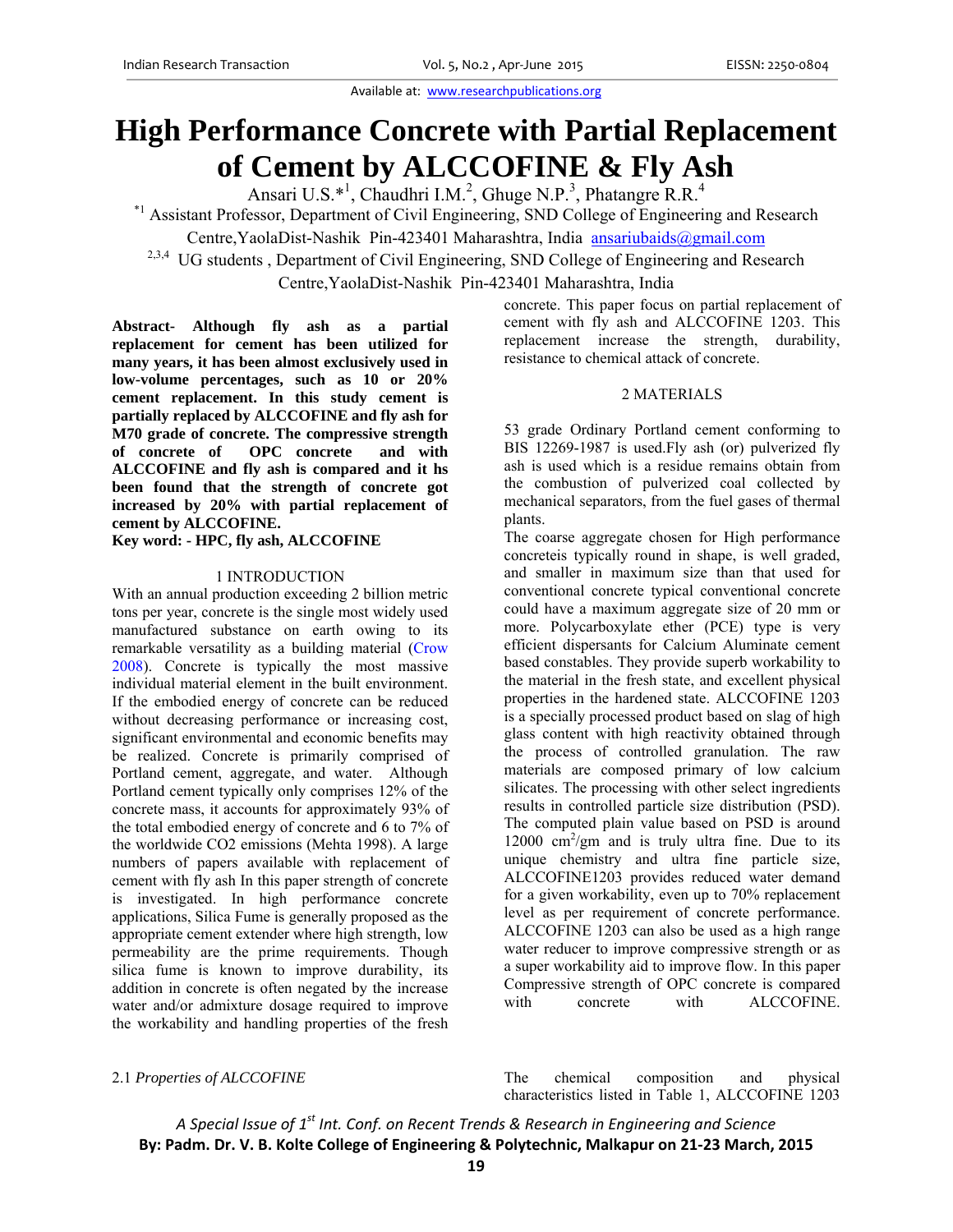# High Performance Concrete with Partial Replacement of Cement by ALCCOFINE & Fly Ash

Ansari U.S.*[1], Chaudhri I.M.[2], Ghuge N.P.[3], Phatangre R.R.[4]

[*1] Assistant Professor, Department of Civil Engineering, SND College of Engineering and Research Centre,YaolaDist-Nashik Pin-423401 Maharashtra, India ansariubaids@gmail.com

[2,3,4] UG students , Department of Civil Engineering, SND College of Engineering and Research Centre,YaolaDist-Nashik Pin-423401 Maharashtra, India

**Abstract- Although fly ash as a partial replacement for cement has been utilized for many years, it has been almost exclusively used in low-volume percentages, such as 10 or 20% cement replacement. In this study cement is partially replaced by ALCCOFINE and fly ash for M70 grade of concrete. The compressive strength of concrete of OPC concrete and with ALCCOFINE and fly ash is compared and it hs been found that the strength of concrete got increased by 20% with partial replacement of cement by ALCCOFINE.**

**Key word: - HPC, fly ash, ALCCOFINE**

## 1 INTRODUCTION

With an annual production exceeding 2 billion metric tons per year, concrete is the single most widely used manufactured substance on earth owing to its remarkable versatility as a building material (Crow 2008). Concrete is typically the most massive individual material element in the built environment. If the embodied energy of concrete can be reduced without decreasing performance or increasing cost, significant environmental and economic benefits may be realized. Concrete is primarily comprised of Portland cement, aggregate, and water. Although Portland cement typically only comprises 12% of the concrete mass, it accounts for approximately 93% of the total embodied energy of concrete and 6 to 7% of the worldwide CO2 emissions (Mehta 1998). A large numbers of papers available with replacement of cement with fly ash In this paper strength of concrete is investigated. In high performance concrete applications, Silica Fume is generally proposed as the appropriate cement extender where high strength, low permeability are the prime requirements. Though silica fume is known to improve durability, its addition in concrete is often negated by the increase water and/or admixture dosage required to improve the workability and handling properties of the fresh concrete. This paper focus on partial replacement of cement with fly ash and ALCCOFINE 1203. This replacement increase the strength, durability, resistance to chemical attack of concrete.

## 2 MATERIALS

53 grade Ordinary Portland cement conforming to BIS 12269-1987 is used.Fly ash (or) pulverized fly ash is used which is a residue remains obtain from the combustion of pulverized coal collected by mechanical separators, from the fuel gases of thermal plants.

The coarse aggregate chosen for High performance concreteis typically round in shape, is well graded, and smaller in maximum size than that used for conventional concrete typical conventional concrete could have a maximum aggregate size of 20 mm or more. Polycarboxylate ether (PCE) type is very efficient dispersants for Calcium Aluminate cement based constables. They provide superb workability to the material in the fresh state, and excellent physical properties in the hardened state. ALCCOFINE 1203 is a specially processed product based on slag of high glass content with high reactivity obtained through the process of controlled granulation. The raw materials are composed primary of low calcium silicates. The processing with other select ingredients results in controlled particle size distribution (PSD). The computed plain value based on PSD is around 12000 $cm^2/gm$ and is truly ultra fine. Due to its unique chemistry and ultra fine particle size, ALCCOFINE1203 provides reduced water demand for a given workability, even up to 70% replacement level as per requirement of concrete performance. ALCCOFINE 1203 can also be used as a high range water reducer to improve compressive strength or as a super workability aid to improve flow. In this paper Compressive strength of OPC concrete is compared with concrete with ALCCOFINE.

### 2.1 *Properties of ALCCOFINE*

The chemical composition and physical characteristics listed in Table 1, ALCCOFINE 1203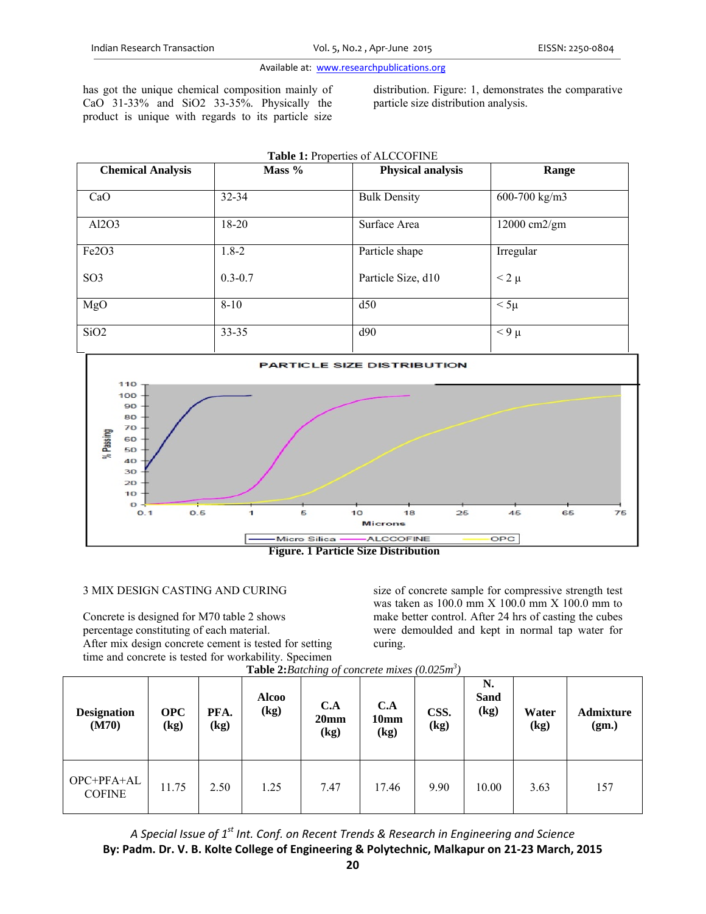has got the unique chemical composition mainly of CaO 31-33% and SiO2 33-35%. Physically the product is unique with regards to its particle size distribution. Figure: 1, demonstrates the comparative particle size distribution analysis.

**Table 1:** Properties of ALCCOFINE

| Chemical Analysis | Mass % | Physical analysis | Range |
|---|---|---|---|
| CaO | 32-34 | Bulk Density | 600-700 kg/m3 |
| Al2O3 | 18-20 | Surface Area | 12000 cm2/gm |
| Fe2O3 | 1.8-2 | Particle shape | Irregular |
| SO3 | 0.3-0.7 | Particle Size, d10 | < 2 µ |
| MgO | 8-10 | d50 | < 5µ |
| SiO2 | 33-35 | d90 | < 9 µ |

**Figure. 1 Particle Size Distribution**

## 3 MIX DESIGN CASTING AND CURING

Concrete is designed for M70 table 2 shows percentage constituting of each material.
After mix design concrete cement is tested for setting time and concrete is tested for workability. Specimen size of concrete sample for compressive strength test was taken as 100.0 mm X 100.0 mm X 100.0 mm to make better control. After 24 hrs of casting the cubes were demoulded and kept in normal tap water for curing.

**Table 2:** *Batching of concrete mixes (0.025m$^3$)*

| Designation (M70) | OPC (kg) | PFA. (kg) | Alcoo (kg) | C.A 20mm (kg) | C.A 10mm (kg) | CSS. (kg) | N. Sand (kg) | Water (kg) | Admixture (gm.) |
|---|---|---|---|---|---|---|---|---|---|
| OPC+PFA+ALCOFINE | 11.75 | 2.50 | 1.25 | 7.47 | 17.46 | 9.90 | 10.00 | 3.63 | 157 |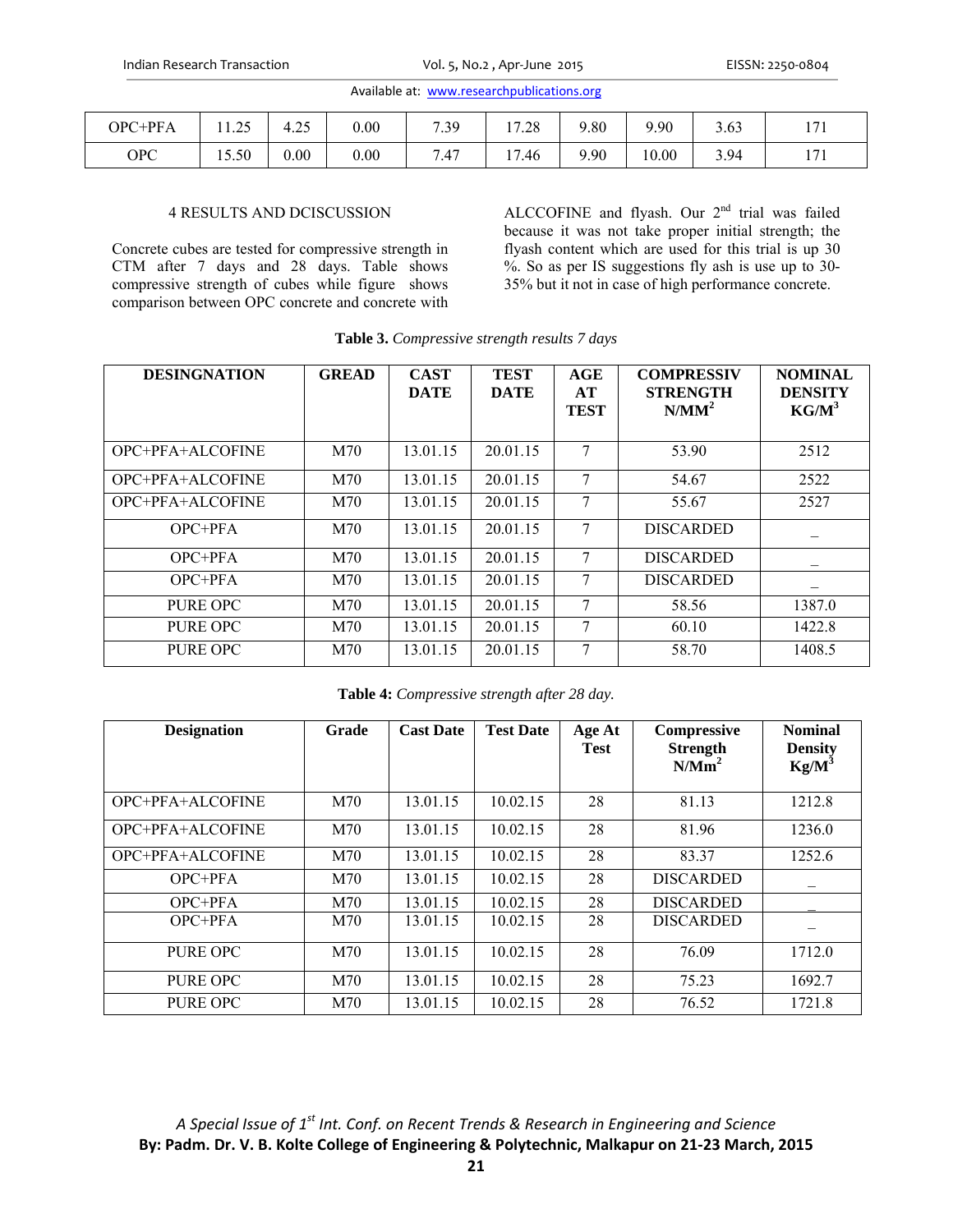| OPC+PFA | 11.25 | 4.25 | 0.00 | 7.39 | 17.28 | 9.80 | 9.90 | 3.63 | 171 |
|---|---|---|---|---|---|---|---|---|---|
| OPC | 15.50 | 0.00 | 0.00 | 7.47 | 17.46 | 9.90 | 10.00 | 3.94 | 171 |

## 4 RESULTS AND DCISCUSSION

Concrete cubes are tested for compressive strength in CTM after 7 days and 28 days. Table shows compressive strength of cubes while figure shows comparison between OPC concrete and concrete with ALCCOFINE and flyash. Our 2nd trial was failed because it was not take proper initial strength; the flyash content which are used for this trial is up 30 %. So as per IS suggestions fly ash is use up to 30-35% but it not in case of high performance concrete.

**Table 3.** *Compressive strength results 7 days*

| DESINGNATION | GREAD | CAST DATE | TEST DATE | AGE AT TEST | COMPRESSIV STRENGTH $N/MM^2$ | NOMINAL DENSITY $KG/M^3$ |
|---|---|---|---|---|---|---|
| OPC+PFA+ALCOFINE | M70 | 13.01.15 | 20.01.15 | 7 | 53.90 | 2512 |
| OPC+PFA+ALCOFINE | M70 | 13.01.15 | 20.01.15 | 7 | 54.67 | 2522 |
| OPC+PFA+ALCOFINE | M70 | 13.01.15 | 20.01.15 | 7 | 55.67 | 2527 |
| OPC+PFA | M70 | 13.01.15 | 20.01.15 | 7 | DISCARDED | _ |
| OPC+PFA | M70 | 13.01.15 | 20.01.15 | 7 | DISCARDED | _ |
| OPC+PFA | M70 | 13.01.15 | 20.01.15 | 7 | DISCARDED | _ |
| PURE OPC | M70 | 13.01.15 | 20.01.15 | 7 | 58.56 | 1387.0 |
| PURE OPC | M70 | 13.01.15 | 20.01.15 | 7 | 60.10 | 1422.8 |
| PURE OPC | M70 | 13.01.15 | 20.01.15 | 7 | 58.70 | 1408.5 |

**Table 4:** *Compressive strength after 28 day.*

| Designation | Grade | Cast Date | Test Date | Age At Test | Compressive Strength $N/Mm^2$ | Nominal Density $Kg/M^3$ |
|---|---|---|---|---|---|---|
| OPC+PFA+ALCOFINE | M70 | 13.01.15 | 10.02.15 | 28 | 81.13 | 1212.8 |
| OPC+PFA+ALCOFINE | M70 | 13.01.15 | 10.02.15 | 28 | 81.96 | 1236.0 |
| OPC+PFA+ALCOFINE | M70 | 13.01.15 | 10.02.15 | 28 | 83.37 | 1252.6 |
| OPC+PFA | M70 | 13.01.15 | 10.02.15 | 28 | DISCARDED | _ |
| OPC+PFA | M70 | 13.01.15 | 10.02.15 | 28 | DISCARDED | _ |
| OPC+PFA | M70 | 13.01.15 | 10.02.15 | 28 | DISCARDED | _ |
| PURE OPC | M70 | 13.01.15 | 10.02.15 | 28 | 76.09 | 1712.0 |
| PURE OPC | M70 | 13.01.15 | 10.02.15 | 28 | 75.23 | 1692.7 |
| PURE OPC | M70 | 13.01.15 | 10.02.15 | 28 | 76.52 | 1721.8 |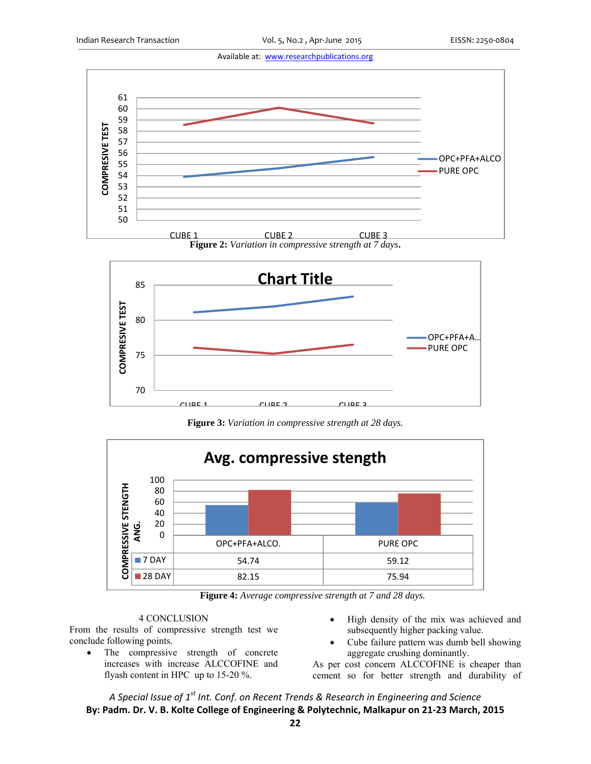Figure 2: *Variation in compressive strength at 7 days.*

Figure 3: *Variation in compressive strength at 28 days.*

| | OPC+PFA+ALCO. | PURE OPC |
|---|---|---|
| 7 DAY | 54.74 | 59.12 |
| 28 DAY | 82.15 | 75.94 |

Figure 4: *Average compressive strength at 7 and 28 days.*

## 4 CONCLUSION

From the results of compressive strength test we conclude following points.

- The compressive strength of concrete increases with increase ALCCOFINE and flyash content in HPC up to 15-20 %.
- High density of the mix was achieved and subsequently higher packing value.
- Cube failure pattern was dumb bell showing aggregate crushing dominantly.

As per cost concern ALCCOFINE is cheaper than cement so for better strength and durability of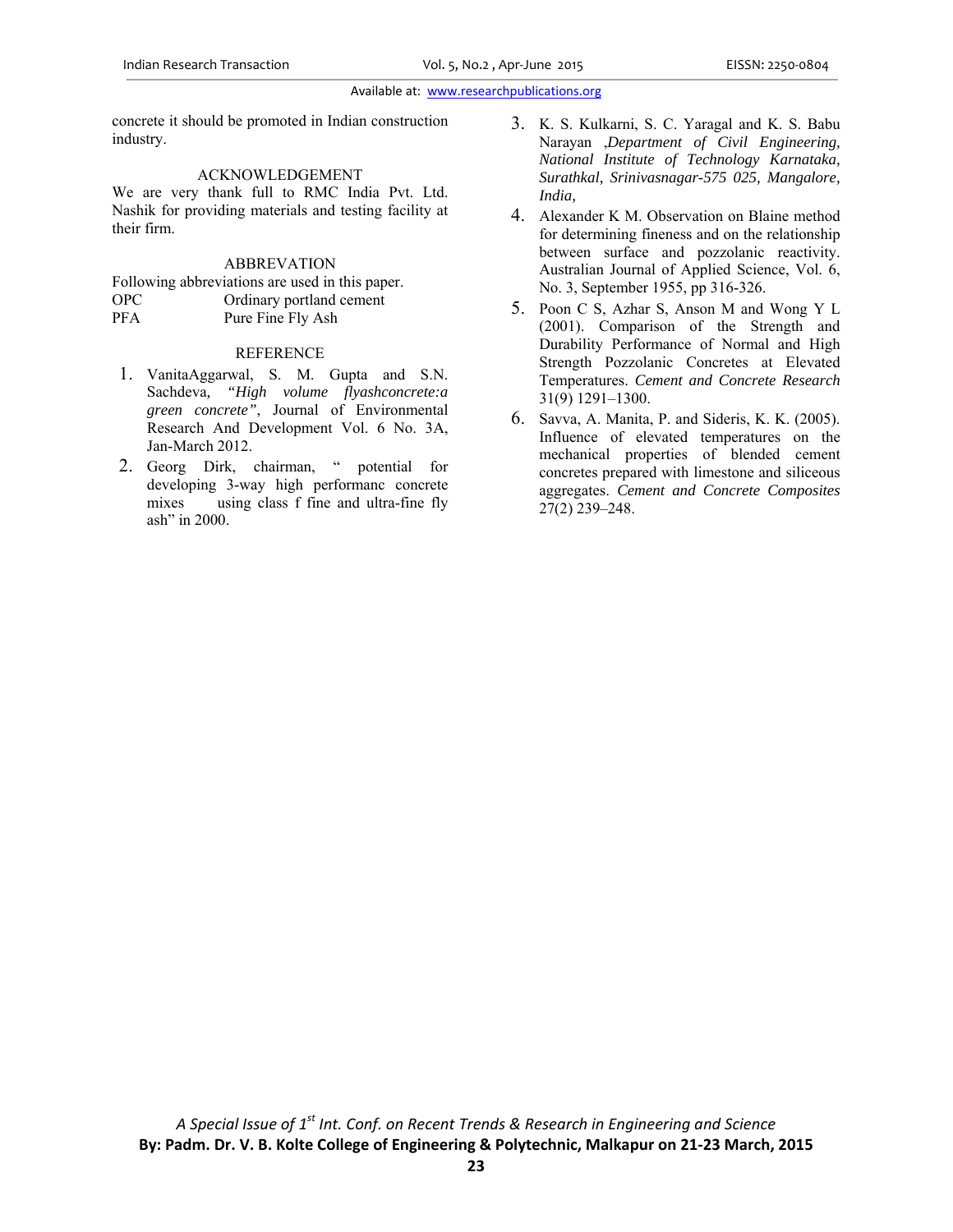concrete it should be promoted in Indian construction industry.

## ACKNOWLEDGEMENT

We are very thank full to RMC India Pvt. Ltd. Nashik for providing materials and testing facility at their firm.

## ABBREVATION

Following abbreviations are used in this paper.

| | |
|---|---|
| OPC | Ordinary portland cement |
| PFA | Pure Fine Fly Ash |

## REFERENCE

1. VanitaAggarwal, S. M. Gupta and S.N. Sachdeva, *"High volume flyashconcrete:a green concrete"*, Journal of Environmental Research And Development Vol. 6 No. 3A, Jan-March 2012.
2. Georg Dirk, chairman, " potential for developing 3-way high performanc concrete mixes using class f fine and ultra-fine fly ash" in 2000.
3. K. S. Kulkarni, S. C. Yaragal and K. S. Babu Narayan ,*Department of Civil Engineering, National Institute of Technology Karnataka, Surathkal, Srinivasnagar-575 025, Mangalore, India,*
4. Alexander K M. Observation on Blaine method for determining fineness and on the relationship between surface and pozzolanic reactivity. Australian Journal of Applied Science, Vol. 6, No. 3, September 1955, pp 316-326.
5. Poon C S, Azhar S, Anson M and Wong Y L (2001). Comparison of the Strength and Durability Performance of Normal and High Strength Pozzolanic Concretes at Elevated Temperatures. *Cement and Concrete Research* 31(9) 1291–1300.
6. Savva, A. Manita, P. and Sideris, K. K. (2005). Influence of elevated temperatures on the mechanical properties of blended cement concretes prepared with limestone and siliceous aggregates. *Cement and Concrete Composites* 27(2) 239–248.